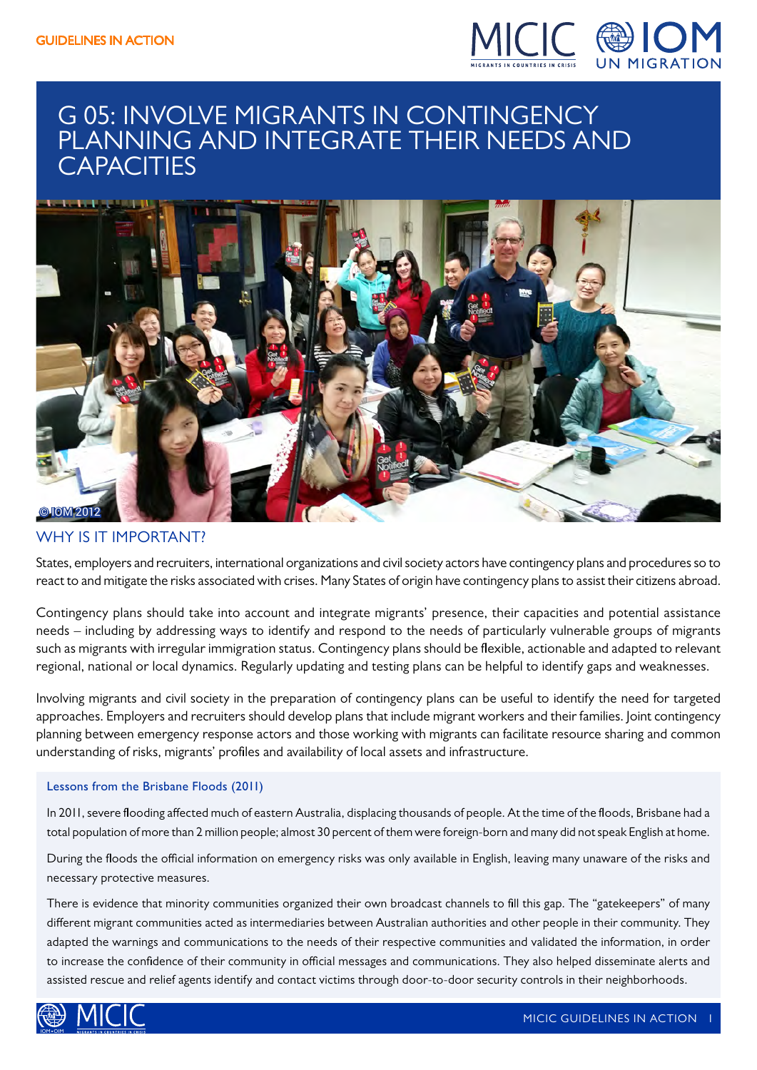GUIDELINES IN ACTION

# G 05: INVOLVE MIGRANTS IN CONTINGENCY PLANNING AND INTEGRATE THEIR NEEDS AND CAPACITIES

© IOM 2012

## WHY IS IT IMPORTANT?

States, employers and recruiters, international organizations and civil society actors have contingency plans and procedures so to react to and mitigate the risks associated with crises. Many States of origin have contingency plans to assist their citizens abroad.

Contingency plans should take into account and integrate migrants' presence, their capacities and potential assistance needs – including by addressing ways to identify and respond to the needs of particularly vulnerable groups of migrants such as migrants with irregular immigration status. Contingency plans should be flexible, actionable and adapted to relevant regional, national or local dynamics. Regularly updating and testing plans can be helpful to identify gaps and weaknesses.

Involving migrants and civil society in the preparation of contingency plans can be useful to identify the need for targeted approaches. Employers and recruiters should develop plans that include migrant workers and their families. Joint contingency planning between emergency response actors and those working with migrants can facilitate resource sharing and common understanding of risks, migrants' profiles and availability of local assets and infrastructure.

### Lessons from the Brisbane Floods (2011)

In 2011, severe flooding affected much of eastern Australia, displacing thousands of people. At the time of the floods, Brisbane had a total population of more than 2 million people; almost 30 percent of them were foreign-born and many did not speak English at home.

During the floods the official information on emergency risks was only available in English, leaving many unaware of the risks and necessary protective measures.

There is evidence that minority communities organized their own broadcast channels to fill this gap. The "gatekeepers" of many different migrant communities acted as intermediaries between Australian authorities and other people in their community. They adapted the warnings and communications to the needs of their respective communities and validated the information, in order to increase the confidence of their community in official messages and communications. They also helped disseminate alerts and assisted rescue and relief agents identify and contact victims through door-to-door security controls in their neighborhoods.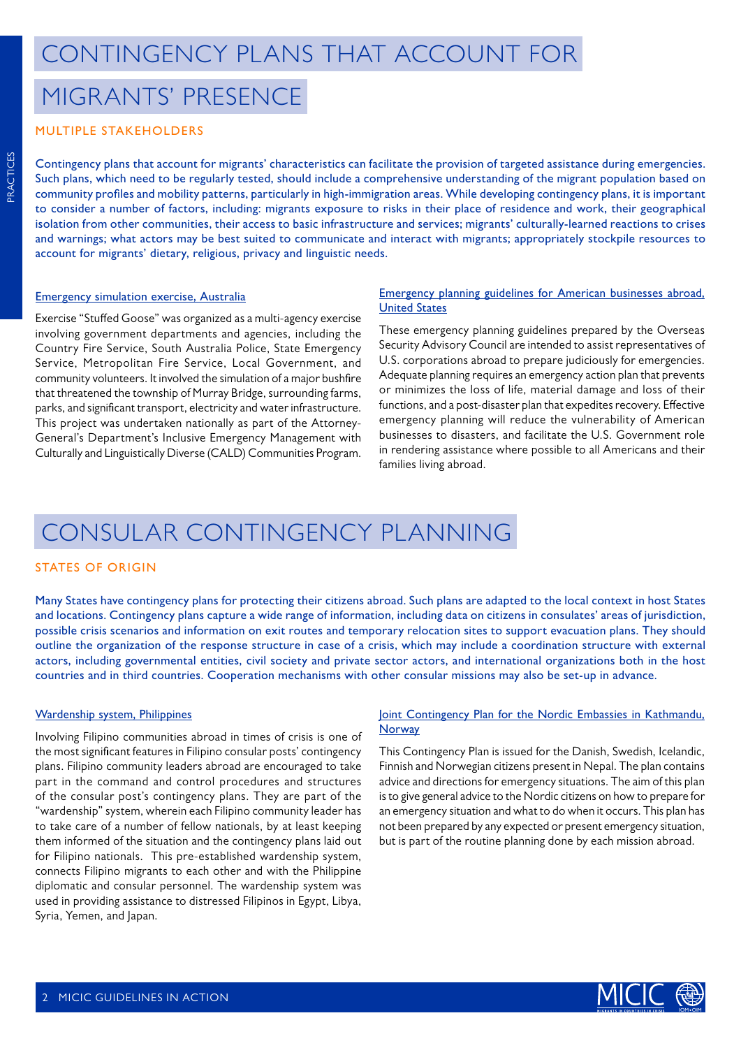# CONTINGENCY PLANS THAT ACCOUNT FOR MIGRANTS' PRESENCE

## MULTIPLE STAKEHOLDERS

Contingency plans that account for migrants' characteristics can facilitate the provision of targeted assistance during emergencies. Such plans, which need to be regularly tested, should include a comprehensive understanding of the migrant population based on community profiles and mobility patterns, particularly in high-immigration areas. While developing contingency plans, it is important to consider a number of factors, including: migrants exposure to risks in their place of residence and work, their geographical isolation from other communities, their access to basic infrastructure and services; migrants' culturally-learned reactions to crises and warnings; what actors may be best suited to communicate and interact with migrants; appropriately stockpile resources to account for migrants' dietary, religious, privacy and linguistic needs.

### Emergency simulation exercise, Australia

Exercise "Stuffed Goose" was organized as a multi-agency exercise involving government departments and agencies, including the Country Fire Service, South Australia Police, State Emergency Service, Metropolitan Fire Service, Local Government, and community volunteers. It involved the simulation of a major bushfire that threatened the township of Murray Bridge, surrounding farms, parks, and significant transport, electricity and water infrastructure. This project was undertaken nationally as part of the Attorney-General's Department's Inclusive Emergency Management with Culturally and Linguistically Diverse (CALD) Communities Program.

### Emergency planning guidelines for American businesses abroad, United States

These emergency planning guidelines prepared by the Overseas Security Advisory Council are intended to assist representatives of U.S. corporations abroad to prepare judiciously for emergencies. Adequate planning requires an emergency action plan that prevents or minimizes the loss of life, material damage and loss of their functions, and a post-disaster plan that expedites recovery. Effective emergency planning will reduce the vulnerability of American businesses to disasters, and facilitate the U.S. Government role in rendering assistance where possible to all Americans and their families living abroad.

# CONSULAR CONTINGENCY PLANNING

## STATES OF ORIGIN

Many States have contingency plans for protecting their citizens abroad. Such plans are adapted to the local context in host States and locations. Contingency plans capture a wide range of information, including data on citizens in consulates' areas of jurisdiction, possible crisis scenarios and information on exit routes and temporary relocation sites to support evacuation plans. They should outline the organization of the response structure in case of a crisis, which may include a coordination structure with external actors, including governmental entities, civil society and private sector actors, and international organizations both in the host countries and in third countries. Cooperation mechanisms with other consular missions may also be set-up in advance.

### Wardenship system, Philippines

Involving Filipino communities abroad in times of crisis is one of the most significant features in Filipino consular posts' contingency plans. Filipino community leaders abroad are encouraged to take part in the command and control procedures and structures of the consular post's contingency plans. They are part of the "wardenship" system, wherein each Filipino community leader has to take care of a number of fellow nationals, by at least keeping them informed of the situation and the contingency plans laid out for Filipino nationals. This pre-established wardenship system, connects Filipino migrants to each other and with the Philippine diplomatic and consular personnel. The wardenship system was used in providing assistance to distressed Filipinos in Egypt, Libya, Syria, Yemen, and Japan.

### Joint Contingency Plan for the Nordic Embassies in Kathmandu, Norway

This Contingency Plan is issued for the Danish, Swedish, Icelandic, Finnish and Norwegian citizens present in Nepal. The plan contains advice and directions for emergency situations. The aim of this plan is to give general advice to the Nordic citizens on how to prepare for an emergency situation and what to do when it occurs. This plan has not been prepared by any expected or present emergency situation, but is part of the routine planning done by each mission abroad.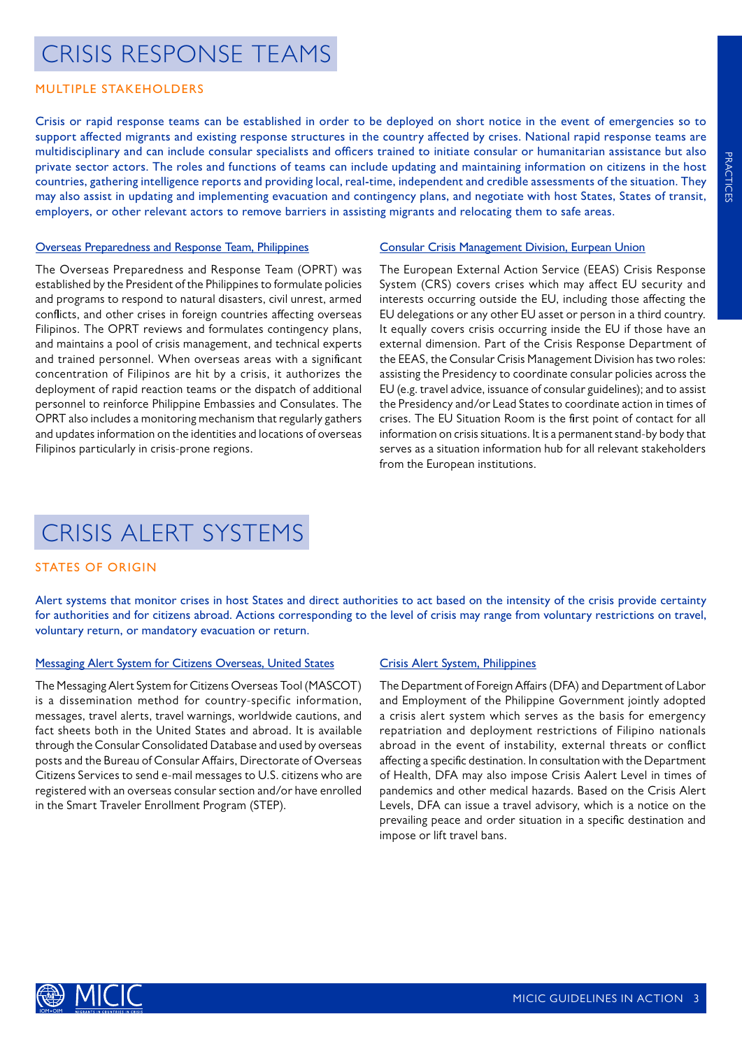# CRISIS RESPONSE TEAMS

## MULTIPLE STAKEHOLDERS

Crisis or rapid response teams can be established in order to be deployed on short notice in the event of emergencies so to support affected migrants and existing response structures in the country affected by crises. National rapid response teams are multidisciplinary and can include consular specialists and officers trained to initiate consular or humanitarian assistance but also private sector actors. The roles and functions of teams can include updating and maintaining information on citizens in the host countries, gathering intelligence reports and providing local, real-time, independent and credible assessments of the situation. They may also assist in updating and implementing evacuation and contingency plans, and negotiate with host States, States of transit, employers, or other relevant actors to remove barriers in assisting migrants and relocating them to safe areas.

### Overseas Preparedness and Response Team, Philippines

The Overseas Preparedness and Response Team (OPRT) was established by the President of the Philippines to formulate policies and programs to respond to natural disasters, civil unrest, armed conflicts, and other crises in foreign countries affecting overseas Filipinos. The OPRT reviews and formulates contingency plans, and maintains a pool of crisis management, and technical experts and trained personnel. When overseas areas with a significant concentration of Filipinos are hit by a crisis, it authorizes the deployment of rapid reaction teams or the dispatch of additional personnel to reinforce Philippine Embassies and Consulates. The OPRT also includes a monitoring mechanism that regularly gathers and updates information on the identities and locations of overseas Filipinos particularly in crisis-prone regions.

### Consular Crisis Management Division, Eurpean Union

The European External Action Service (EEAS) Crisis Response System (CRS) covers crises which may affect EU security and interests occurring outside the EU, including those affecting the EU delegations or any other EU asset or person in a third country. It equally covers crisis occurring inside the EU if those have an external dimension. Part of the Crisis Response Department of the EEAS, the Consular Crisis Management Division has two roles: assisting the Presidency to coordinate consular policies across the EU (e.g. travel advice, issuance of consular guidelines); and to assist the Presidency and/or Lead States to coordinate action in times of crises. The EU Situation Room is the first point of contact for all information on crisis situations. It is a permanent stand-by body that serves as a situation information hub for all relevant stakeholders from the European institutions.

# CRISIS ALERT SYSTEMS

## STATES OF ORIGIN

Alert systems that monitor crises in host States and direct authorities to act based on the intensity of the crisis provide certainty for authorities and for citizens abroad. Actions corresponding to the level of crisis may range from voluntary restrictions on travel, voluntary return, or mandatory evacuation or return.

### Messaging Alert System for Citizens Overseas, United States

The Messaging Alert System for Citizens Overseas Tool (MASCOT) is a dissemination method for country-specific information, messages, travel alerts, travel warnings, worldwide cautions, and fact sheets both in the United States and abroad. It is available through the Consular Consolidated Database and used by overseas posts and the Bureau of Consular Affairs, Directorate of Overseas Citizens Services to send e-mail messages to U.S. citizens who are registered with an overseas consular section and/or have enrolled in the Smart Traveler Enrollment Program (STEP).

### Crisis Alert System, Philippines

The Department of Foreign Affairs (DFA) and Department of Labor and Employment of the Philippine Government jointly adopted a crisis alert system which serves as the basis for emergency repatriation and deployment restrictions of Filipino nationals abroad in the event of instability, external threats or conflict affecting a specific destination. In consultation with the Department of Health, DFA may also impose Crisis Aalert Level in times of pandemics and other medical hazards. Based on the Crisis Alert Levels, DFA can issue a travel advisory, which is a notice on the prevailing peace and order situation in a specific destination and impose or lift travel bans.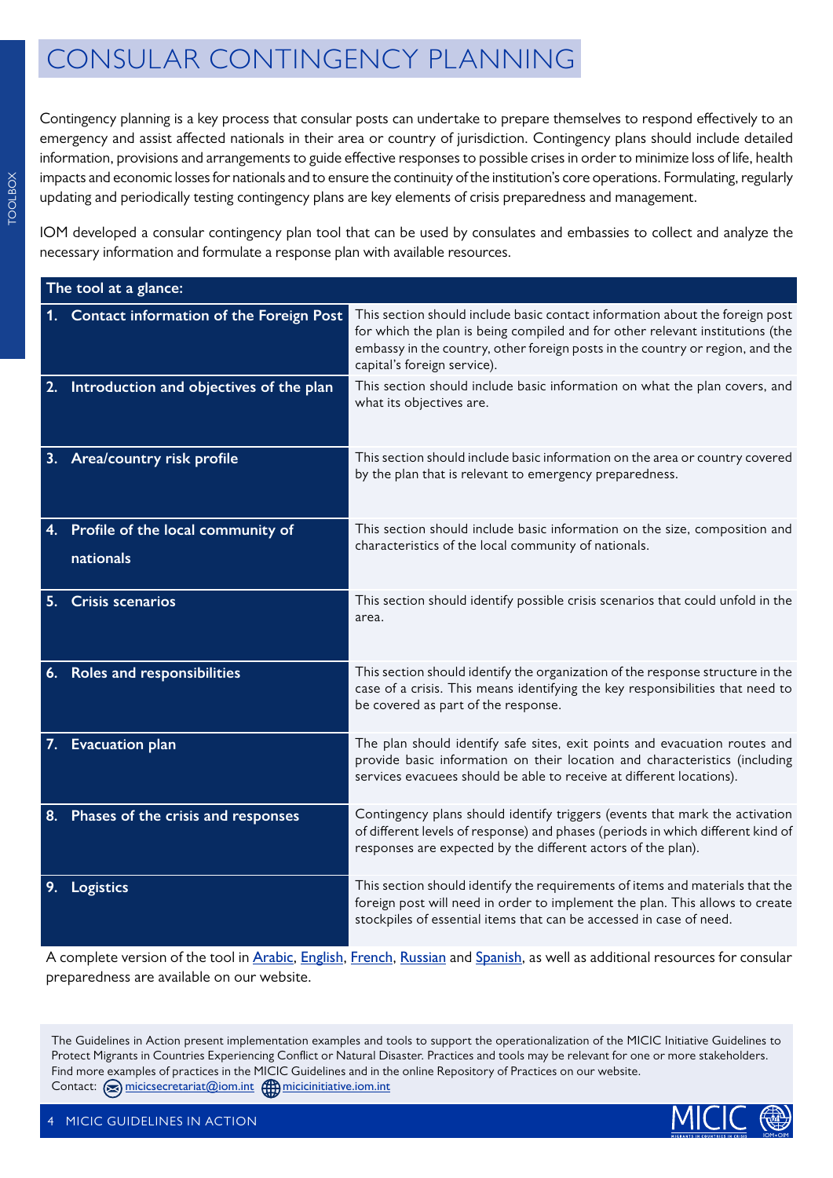# CONSULAR CONTINGENCY PLANNING

Contingency planning is a key process that consular posts can undertake to prepare themselves to respond effectively to an emergency and assist affected nationals in their area or country of jurisdiction. Contingency plans should include detailed information, provisions and arrangements to guide effective responses to possible crises in order to minimize loss of life, health impacts and economic losses for nationals and to ensure the continuity of the institution's core operations. Formulating, regularly updating and periodically testing contingency plans are key elements of crisis preparedness and management.

IOM developed a consular contingency plan tool that can be used by consulates and embassies to collect and analyze the necessary information and formulate a response plan with available resources.

| The tool at a glance: | |
|---|---|
| **1. Contact information of the Foreign Post** | This section should include basic contact information about the foreign post for which the plan is being compiled and for other relevant institutions (the embassy in the country, other foreign posts in the country or region, and the capital's foreign service). |
| **2. Introduction and objectives of the plan** | This section should include basic information on what the plan covers, and what its objectives are. |
| **3. Area/country risk profile** | This section should include basic information on the area or country covered by the plan that is relevant to emergency preparedness. |
| **4. Profile of the local community of nationals** | This section should include basic information on the size, composition and characteristics of the local community of nationals. |
| **5. Crisis scenarios** | This section should identify possible crisis scenarios that could unfold in the area. |
| **6. Roles and responsibilities** | This section should identify the organization of the response structure in the case of a crisis. This means identifying the key responsibilities that need to be covered as part of the response. |
| **7. Evacuation plan** | The plan should identify safe sites, exit points and evacuation routes and provide basic information on their location and characteristics (including services evacuees should be able to receive at different locations). |
| **8. Phases of the crisis and responses** | Contingency plans should identify triggers (events that mark the activation of different levels of response) and phases (periods in which different kind of responses are expected by the different actors of the plan). |
| **9. Logistics** | This section should identify the requirements of items and materials that the foreign post will need in order to implement the plan. This allows to create stockpiles of essential items that can be accessed in case of need. |

A complete version of the tool in Arabic, English, French, Russian and Spanish, as well as additional resources for consular preparedness are available on our website.

The Guidelines in Action present implementation examples and tools to support the operationalization of the MICIC Initiative Guidelines to Protect Migrants in Countries Experiencing Conflict or Natural Disaster. Practices and tools may be relevant for one or more stakeholders. Find more examples of practices in the MICIC Guidelines and in the online Repository of Practices on our website.
Contact: micicsecretariat@iom.int micicinitiative.iom.int